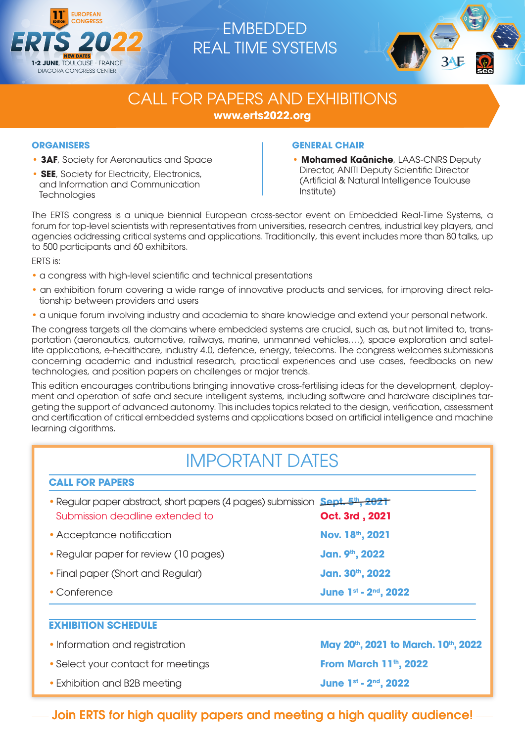11th EUROPEAN CONGRESS

# ERTS 2022

NEW DATES

**1-2 JUNE**, TOULOUSE - FRANCE
DIAGORA CONGRESS CENTER

# EMBEDDED REAL TIME SYSTEMS

## CALL FOR PAPERS AND EXHIBITIONS

**www.erts2022.org**

### ORGANISERS

- **3AF**, Society for Aeronautics and Space
- **SEE**, Society for Electricity, Electronics, and Information and Communication Technologies

### GENERAL CHAIR

- **Mohamed Kaâniche**, LAAS-CNRS Deputy Director, ANITI Deputy Scientific Director (Artificial & Natural Intelligence Toulouse Institute)

The ERTS congress is a unique biennial European cross-sector event on Embedded Real-Time Systems, a forum for top-level scientists with representatives from universities, research centres, industrial key players, and agencies addressing critical systems and applications. Traditionally, this event includes more than 80 talks, up to 500 participants and 60 exhibitors.

ERTS is:

- a congress with high-level scientific and technical presentations
- an exhibition forum covering a wide range of innovative products and services, for improving direct relationship between providers and users
- a unique forum involving industry and academia to share knowledge and extend your personal network.

The congress targets all the domains where embedded systems are crucial, such as, but not limited to, transportation (aeronautics, automotive, railways, marine, unmanned vehicles,…), space exploration and satellite applications, e-healthcare, industry 4.0, defence, energy, telecoms. The congress welcomes submissions concerning academic and industrial research, practical experiences and use cases, feedbacks on new technologies, and position papers on challenges or major trends.

This edition encourages contributions bringing innovative cross-fertilising ideas for the development, deployment and operation of safe and secure intelligent systems, including software and hardware disciplines targeting the support of advanced autonomy. This includes topics related to the design, verification, assessment and certification of critical embedded systems and applications based on artificial intelligence and machine learning algorithms.

## IMPORTANT DATES

### CALL FOR PAPERS

| | |
|---|---|
| • Regular paper abstract, short papers (4 pages) submission | ~~Sept. 5th, 2021~~ |
| Submission deadline extended to | **Oct. 3rd , 2021** |
| • Acceptance notification | **Nov. 18th, 2021** |
| • Regular paper for review (10 pages) | **Jan. 9th, 2022** |
| • Final paper (Short and Regular) | **Jan. 30th, 2022** |
| • Conference | **June 1st - 2nd, 2022** |

### EXHIBITION SCHEDULE

| | |
|---|---|
| • Information and registration | **May 20th, 2021 to March. 10th, 2022** |
| • Select your contact for meetings | **From March 11th, 2022** |
| • Exhibition and B2B meeting | **June 1st - 2nd, 2022** |

**Join ERTS for high quality papers and meeting a high quality audience!**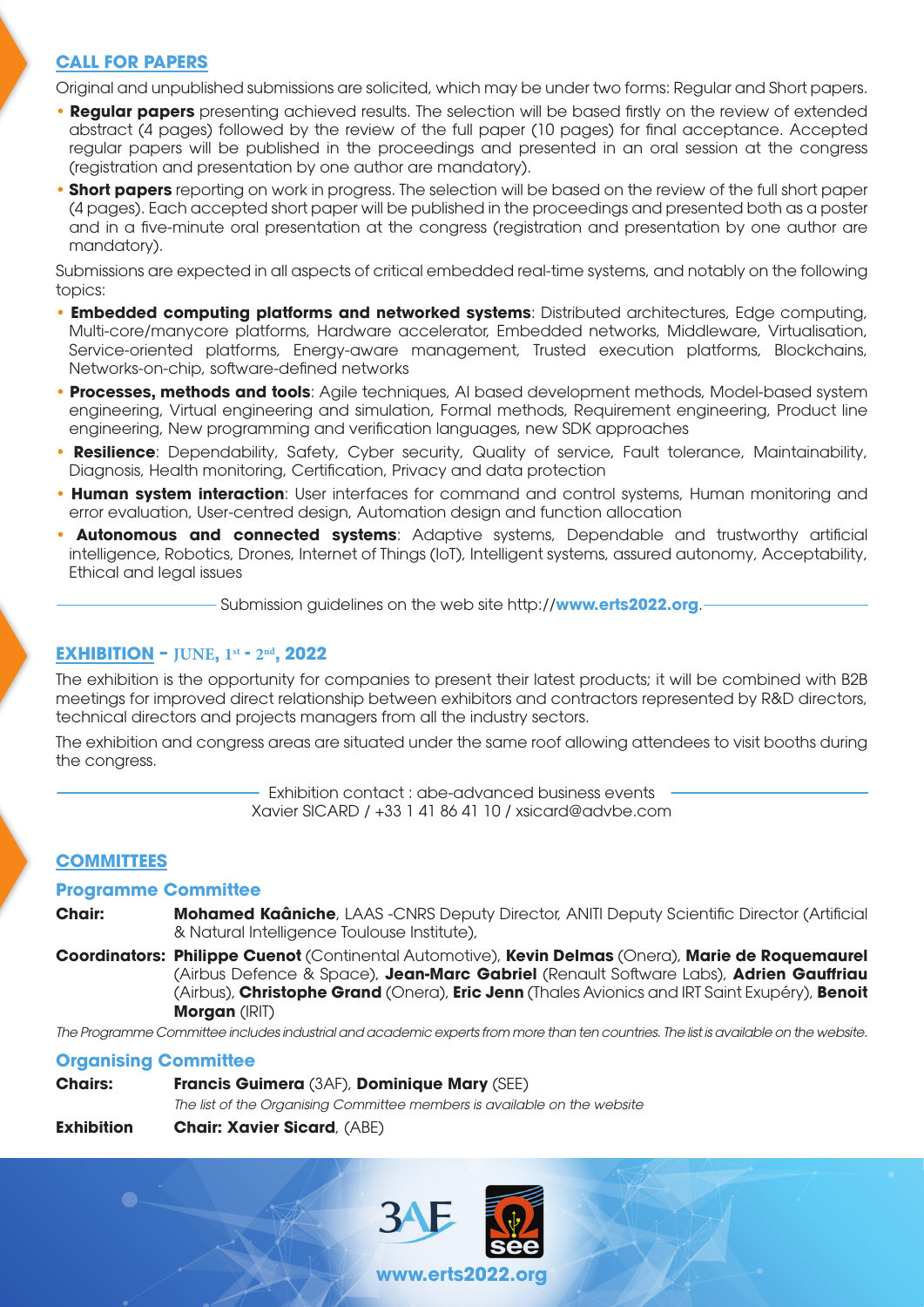## CALL FOR PAPERS

Original and unpublished submissions are solicited, which may be under two forms: Regular and Short papers.

- **Regular papers** presenting achieved results. The selection will be based firstly on the review of extended abstract (4 pages) followed by the review of the full paper (10 pages) for final acceptance. Accepted regular papers will be published in the proceedings and presented in an oral session at the congress (registration and presentation by one author are mandatory).
- **Short papers** reporting on work in progress. The selection will be based on the review of the full short paper (4 pages). Each accepted short paper will be published in the proceedings and presented both as a poster and in a five-minute oral presentation at the congress (registration and presentation by one author are mandatory).

Submissions are expected in all aspects of critical embedded real-time systems, and notably on the following topics:

- **Embedded computing platforms and networked systems**: Distributed architectures, Edge computing, Multi-core/manycore platforms, Hardware accelerator, Embedded networks, Middleware, Virtualisation, Service-oriented platforms, Energy-aware management, Trusted execution platforms, Blockchains, Networks-on-chip, software-defined networks
- **Processes, methods and tools**: Agile techniques, AI based development methods, Model-based system engineering, Virtual engineering and simulation, Formal methods, Requirement engineering, Product line engineering, New programming and verification languages, new SDK approaches
- **Resilience**: Dependability, Safety, Cyber security, Quality of service, Fault tolerance, Maintainability, Diagnosis, Health monitoring, Certification, Privacy and data protection
- **Human system interaction**: User interfaces for command and control systems, Human monitoring and error evaluation, User-centred design, Automation design and function allocation
- **Autonomous and connected systems**: Adaptive systems, Dependable and trustworthy artificial intelligence, Robotics, Drones, Internet of Things (IoT), Intelligent systems, assured autonomy, Acceptability, Ethical and legal issues

Submission guidelines on the web site http://**www.erts2022.org**.

## EXHIBITION - JUNE, 1st - 2nd, 2022

The exhibition is the opportunity for companies to present their latest products; it will be combined with B2B meetings for improved direct relationship between exhibitors and contractors represented by R&D directors, technical directors and projects managers from all the industry sectors.

The exhibition and congress areas are situated under the same roof allowing attendees to visit booths during the congress.

Exhibition contact : abe-advanced business events
Xavier SICARD / +33 1 41 86 41 10 / xsicard@advbe.com

## COMMITTEES

### Programme Committee

**Chair:** **Mohamed Kaâniche**, LAAS -CNRS Deputy Director, ANITI Deputy Scientific Director (Artificial & Natural Intelligence Toulouse Institute),

**Coordinators:** **Philippe Cuenot** (Continental Automotive), **Kevin Delmas** (Onera), **Marie de Roquemaurel** (Airbus Defence & Space), **Jean-Marc Gabriel** (Renault Software Labs), **Adrien Gauffriau** (Airbus), **Christophe Grand** (Onera), **Eric Jenn** (Thales Avionics and IRT Saint Exupéry), **Benoit Morgan** (IRIT)

*The Programme Committee includes industrial and academic experts from more than ten countries. The list is available on the website.*

### Organising Committee

**Chairs:** **Francis Guimera** (3AF), **Dominique Mary** (SEE)

*The list of the Organising Committee members is available on the website*

**Exhibition** **Chair: Xavier Sicard**, (ABE)

3AF see

www.erts2022.org